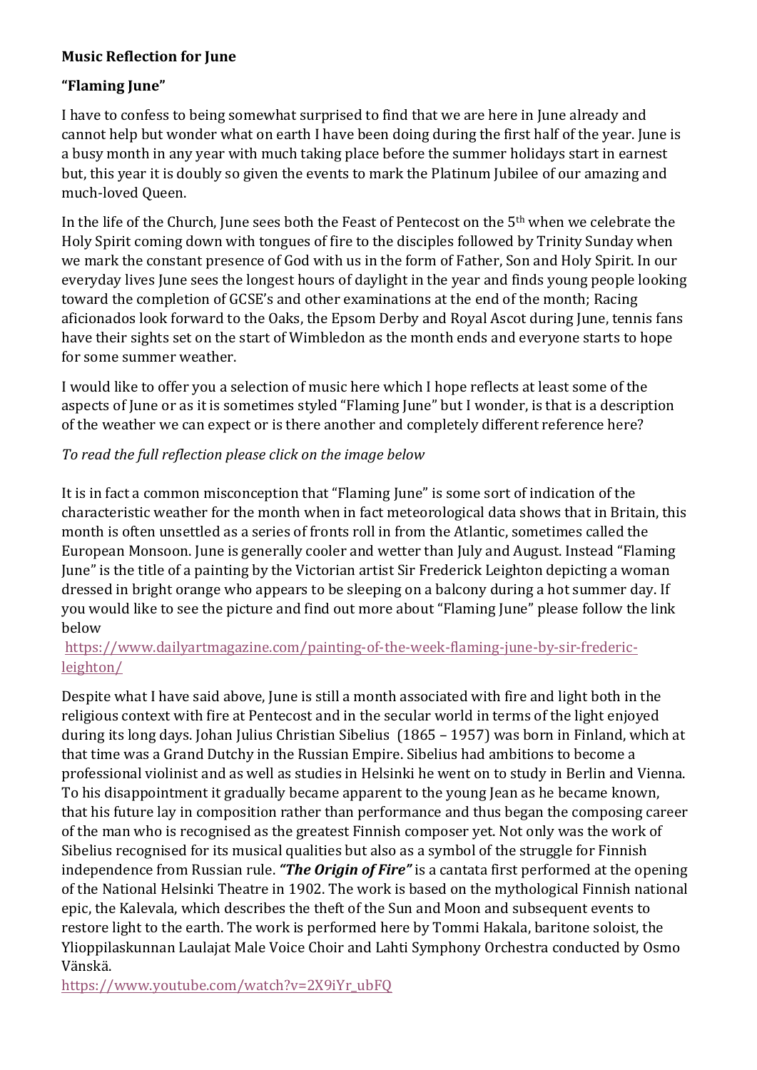**Music Reflection for June**

**"Flaming June"**

I have to confess to being somewhat surprised to find that we are here in June already and cannot help but wonder what on earth I have been doing during the first half of the year. June is a busy month in any year with much taking place before the summer holidays start in earnest but, this year it is doubly so given the events to mark the Platinum Jubilee of our amazing and much-loved Queen.

In the life of the Church, June sees both the Feast of Pentecost on the 5th when we celebrate the Holy Spirit coming down with tongues of fire to the disciples followed by Trinity Sunday when we mark the constant presence of God with us in the form of Father, Son and Holy Spirit. In our everyday lives June sees the longest hours of daylight in the year and finds young people looking toward the completion of GCSE's and other examinations at the end of the month; Racing aficionados look forward to the Oaks, the Epsom Derby and Royal Ascot during June, tennis fans have their sights set on the start of Wimbledon as the month ends and everyone starts to hope for some summer weather.

I would like to offer you a selection of music here which I hope reflects at least some of the aspects of June or as it is sometimes styled "Flaming June" but I wonder, is that is a description of the weather we can expect or is there another and completely different reference here?

*To read the full reflection please click on the image below*

It is in fact a common misconception that "Flaming June" is some sort of indication of the characteristic weather for the month when in fact meteorological data shows that in Britain, this month is often unsettled as a series of fronts roll in from the Atlantic, sometimes called the European Monsoon. June is generally cooler and wetter than July and August. Instead "Flaming June" is the title of a painting by the Victorian artist Sir Frederick Leighton depicting a woman dressed in bright orange who appears to be sleeping on a balcony during a hot summer day. If you would like to see the picture and find out more about "Flaming June" please follow the link below

https://www.dailyartmagazine.com/painting-of-the-week-flaming-june-by-sir-frederic-leighton/

Despite what I have said above, June is still a month associated with fire and light both in the religious context with fire at Pentecost and in the secular world in terms of the light enjoyed during its long days. Johan Julius Christian Sibelius (1865 – 1957) was born in Finland, which at that time was a Grand Dutchy in the Russian Empire. Sibelius had ambitions to become a professional violinist and as well as studies in Helsinki he went on to study in Berlin and Vienna. To his disappointment it gradually became apparent to the young Jean as he became known, that his future lay in composition rather than performance and thus began the composing career of the man who is recognised as the greatest Finnish composer yet. Not only was the work of Sibelius recognised for its musical qualities but also as a symbol of the struggle for Finnish independence from Russian rule. ***"The Origin of Fire"*** is a cantata first performed at the opening of the National Helsinki Theatre in 1902. The work is based on the mythological Finnish national epic, the Kalevala, which describes the theft of the Sun and Moon and subsequent events to restore light to the earth. The work is performed here by Tommi Hakala, baritone soloist, the Ylioppilaskunnan Laulajat Male Voice Choir and Lahti Symphony Orchestra conducted by Osmo Vänskä.

https://www.youtube.com/watch?v=2X9iYr_ubFQ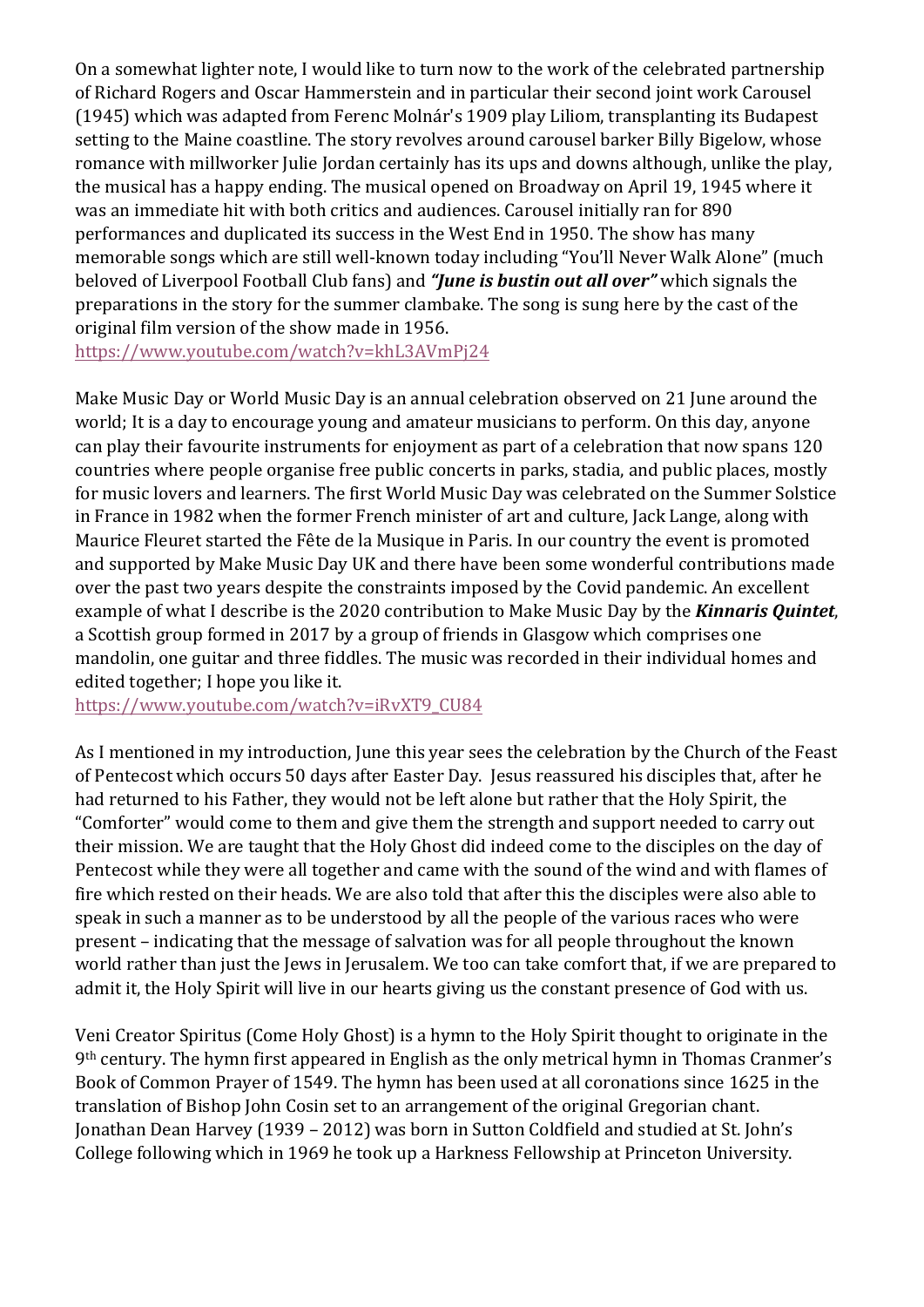On a somewhat lighter note, I would like to turn now to the work of the celebrated partnership of Richard Rogers and Oscar Hammerstein and in particular their second joint work Carousel (1945) which was adapted from Ferenc Molnár's 1909 play Liliom, transplanting its Budapest setting to the Maine coastline. The story revolves around carousel barker Billy Bigelow, whose romance with millworker Julie Jordan certainly has its ups and downs although, unlike the play, the musical has a happy ending. The musical opened on Broadway on April 19, 1945 where it was an immediate hit with both critics and audiences. Carousel initially ran for 890 performances and duplicated its success in the West End in 1950. The show has many memorable songs which are still well-known today including "You'll Never Walk Alone" (much beloved of Liverpool Football Club fans) and ***"June is bustin out all over"*** which signals the preparations in the story for the summer clambake. The song is sung here by the cast of the original film version of the show made in 1956.
https://www.youtube.com/watch?v=khL3AVmPj24

Make Music Day or World Music Day is an annual celebration observed on 21 June around the world; It is a day to encourage young and amateur musicians to perform. On this day, anyone can play their favourite instruments for enjoyment as part of a celebration that now spans 120 countries where people organise free public concerts in parks, stadia, and public places, mostly for music lovers and learners. The first World Music Day was celebrated on the Summer Solstice in France in 1982 when the former French minister of art and culture, Jack Lange, along with Maurice Fleuret started the Fête de la Musique in Paris. In our country the event is promoted and supported by Make Music Day UK and there have been some wonderful contributions made over the past two years despite the constraints imposed by the Covid pandemic. An excellent example of what I describe is the 2020 contribution to Make Music Day by the ***Kinnaris Quintet***, a Scottish group formed in 2017 by a group of friends in Glasgow which comprises one mandolin, one guitar and three fiddles. The music was recorded in their individual homes and edited together; I hope you like it.
https://www.youtube.com/watch?v=iRvXT9_CU84

As I mentioned in my introduction, June this year sees the celebration by the Church of the Feast of Pentecost which occurs 50 days after Easter Day. Jesus reassured his disciples that, after he had returned to his Father, they would not be left alone but rather that the Holy Spirit, the "Comforter" would come to them and give them the strength and support needed to carry out their mission. We are taught that the Holy Ghost did indeed come to the disciples on the day of Pentecost while they were all together and came with the sound of the wind and with flames of fire which rested on their heads. We are also told that after this the disciples were also able to speak in such a manner as to be understood by all the people of the various races who were present – indicating that the message of salvation was for all people throughout the known world rather than just the Jews in Jerusalem. We too can take comfort that, if we are prepared to admit it, the Holy Spirit will live in our hearts giving us the constant presence of God with us.

Veni Creator Spiritus (Come Holy Ghost) is a hymn to the Holy Spirit thought to originate in the 9th century. The hymn first appeared in English as the only metrical hymn in Thomas Cranmer's Book of Common Prayer of 1549. The hymn has been used at all coronations since 1625 in the translation of Bishop John Cosin set to an arrangement of the original Gregorian chant. Jonathan Dean Harvey (1939 – 2012) was born in Sutton Coldfield and studied at St. John's College following which in 1969 he took up a Harkness Fellowship at Princeton University.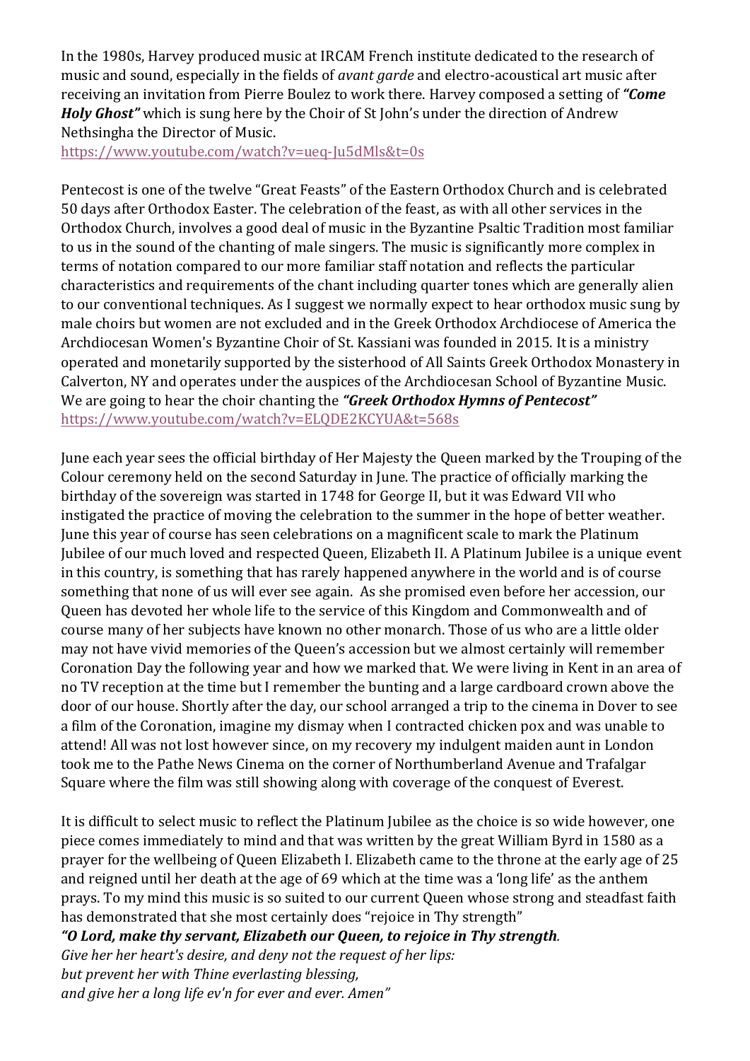In the 1980s, Harvey produced music at IRCAM French institute dedicated to the research of music and sound, especially in the fields of *avant garde* and electro-acoustical art music after receiving an invitation from Pierre Boulez to work there. Harvey composed a setting of ***"Come Holy Ghost"*** which is sung here by the Choir of St John's under the direction of Andrew Nethsingha the Director of Music.
https://www.youtube.com/watch?v=ueq-Ju5dMls&t=0s

Pentecost is one of the twelve "Great Feasts" of the Eastern Orthodox Church and is celebrated 50 days after Orthodox Easter. The celebration of the feast, as with all other services in the Orthodox Church, involves a good deal of music in the Byzantine Psaltic Tradition most familiar to us in the sound of the chanting of male singers. The music is significantly more complex in terms of notation compared to our more familiar staff notation and reflects the particular characteristics and requirements of the chant including quarter tones which are generally alien to our conventional techniques. As I suggest we normally expect to hear orthodox music sung by male choirs but women are not excluded and in the Greek Orthodox Archdiocese of America the Archdiocesan Women's Byzantine Choir of St. Kassiani was founded in 2015. It is a ministry operated and monetarily supported by the sisterhood of All Saints Greek Orthodox Monastery in Calverton, NY and operates under the auspices of the Archdiocesan School of Byzantine Music. We are going to hear the choir chanting the ***"Greek Orthodox Hymns of Pentecost"***
https://www.youtube.com/watch?v=ELQDE2KCYUA&t=568s

June each year sees the official birthday of Her Majesty the Queen marked by the Trouping of the Colour ceremony held on the second Saturday in June. The practice of officially marking the birthday of the sovereign was started in 1748 for George II, but it was Edward VII who instigated the practice of moving the celebration to the summer in the hope of better weather. June this year of course has seen celebrations on a magnificent scale to mark the Platinum Jubilee of our much loved and respected Queen, Elizabeth II. A Platinum Jubilee is a unique event in this country, is something that has rarely happened anywhere in the world and is of course something that none of us will ever see again. As she promised even before her accession, our Queen has devoted her whole life to the service of this Kingdom and Commonwealth and of course many of her subjects have known no other monarch. Those of us who are a little older may not have vivid memories of the Queen's accession but we almost certainly will remember Coronation Day the following year and how we marked that. We were living in Kent in an area of no TV reception at the time but I remember the bunting and a large cardboard crown above the door of our house. Shortly after the day, our school arranged a trip to the cinema in Dover to see a film of the Coronation, imagine my dismay when I contracted chicken pox and was unable to attend! All was not lost however since, on my recovery my indulgent maiden aunt in London took me to the Pathe News Cinema on the corner of Northumberland Avenue and Trafalgar Square where the film was still showing along with coverage of the conquest of Everest.

It is difficult to select music to reflect the Platinum Jubilee as the choice is so wide however, one piece comes immediately to mind and that was written by the great William Byrd in 1580 as a prayer for the wellbeing of Queen Elizabeth I. Elizabeth came to the throne at the early age of 25 and reigned until her death at the age of 69 which at the time was a 'long life' as the anthem prays. To my mind this music is so suited to our current Queen whose strong and steadfast faith has demonstrated that she most certainly does "rejoice in Thy strength"

***"O Lord, make thy servant, Elizabeth our Queen, to rejoice in Thy strength.***
*Give her her heart's desire, and deny not the request of her lips:*
*but prevent her with Thine everlasting blessing,*
*and give her a long life ev'n for ever and ever. Amen"*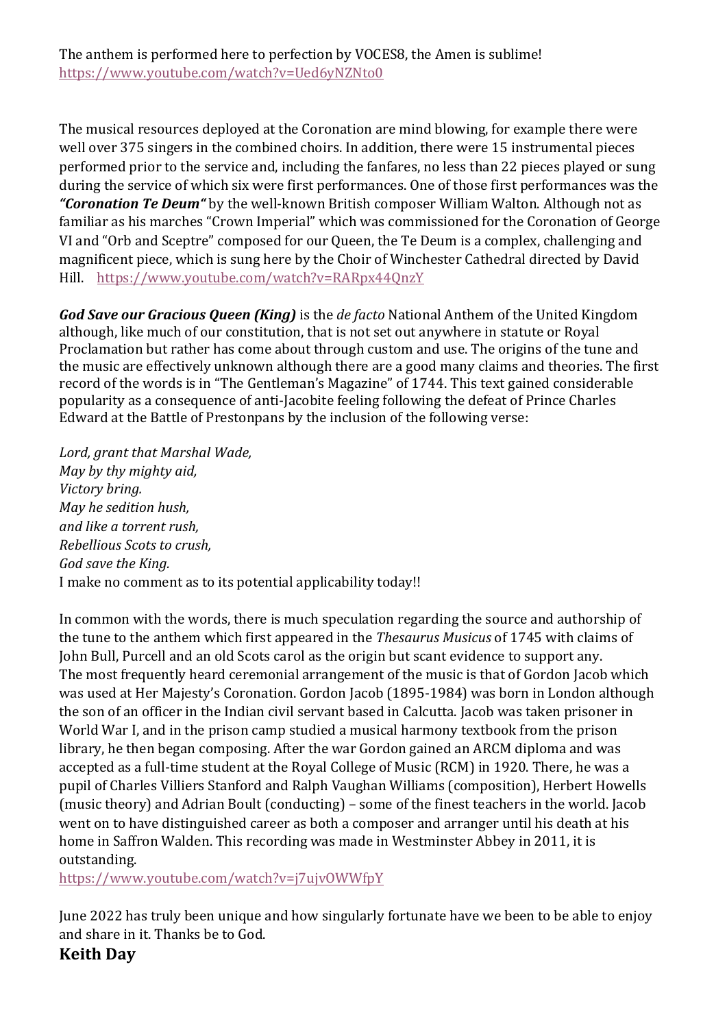The anthem is performed here to perfection by VOCES8, the Amen is sublime!
https://www.youtube.com/watch?v=Ued6yNZNto0

The musical resources deployed at the Coronation are mind blowing, for example there were well over 375 singers in the combined choirs. In addition, there were 15 instrumental pieces performed prior to the service and, including the fanfares, no less than 22 pieces played or sung during the service of which six were first performances. One of those first performances was the ***"Coronation Te Deum"*** by the well-known British composer William Walton. Although not as familiar as his marches "Crown Imperial" which was commissioned for the Coronation of George VI and "Orb and Sceptre" composed for our Queen, the Te Deum is a complex, challenging and magnificent piece, which is sung here by the Choir of Winchester Cathedral directed by David Hill. https://www.youtube.com/watch?v=RARpx44QnzY

***God Save our Gracious Queen (King)*** is the *de facto* National Anthem of the United Kingdom although, like much of our constitution, that is not set out anywhere in statute or Royal Proclamation but rather has come about through custom and use. The origins of the tune and the music are effectively unknown although there are a good many claims and theories. The first record of the words is in "The Gentleman's Magazine" of 1744. This text gained considerable popularity as a consequence of anti-Jacobite feeling following the defeat of Prince Charles Edward at the Battle of Prestonpans by the inclusion of the following verse:

*Lord, grant that Marshal Wade,*
*May by thy mighty aid,*
*Victory bring.*
*May he sedition hush,*
*and like a torrent rush,*
*Rebellious Scots to crush,*
*God save the King.*
I make no comment as to its potential applicability today!!

In common with the words, there is much speculation regarding the source and authorship of the tune to the anthem which first appeared in the *Thesaurus Musicus* of 1745 with claims of John Bull, Purcell and an old Scots carol as the origin but scant evidence to support any.
The most frequently heard ceremonial arrangement of the music is that of Gordon Jacob which was used at Her Majesty's Coronation. Gordon Jacob (1895-1984) was born in London although the son of an officer in the Indian civil servant based in Calcutta. Jacob was taken prisoner in World War I, and in the prison camp studied a musical harmony textbook from the prison library, he then began composing. After the war Gordon gained an ARCM diploma and was accepted as a full-time student at the Royal College of Music (RCM) in 1920. There, he was a pupil of Charles Villiers Stanford and Ralph Vaughan Williams (composition), Herbert Howells (music theory) and Adrian Boult (conducting) – some of the finest teachers in the world. Jacob went on to have distinguished career as both a composer and arranger until his death at his home in Saffron Walden. This recording was made in Westminster Abbey in 2011, it is outstanding.
https://www.youtube.com/watch?v=j7ujvOWWfpY

June 2022 has truly been unique and how singularly fortunate have we been to be able to enjoy and share in it. Thanks be to God.

**Keith Day**